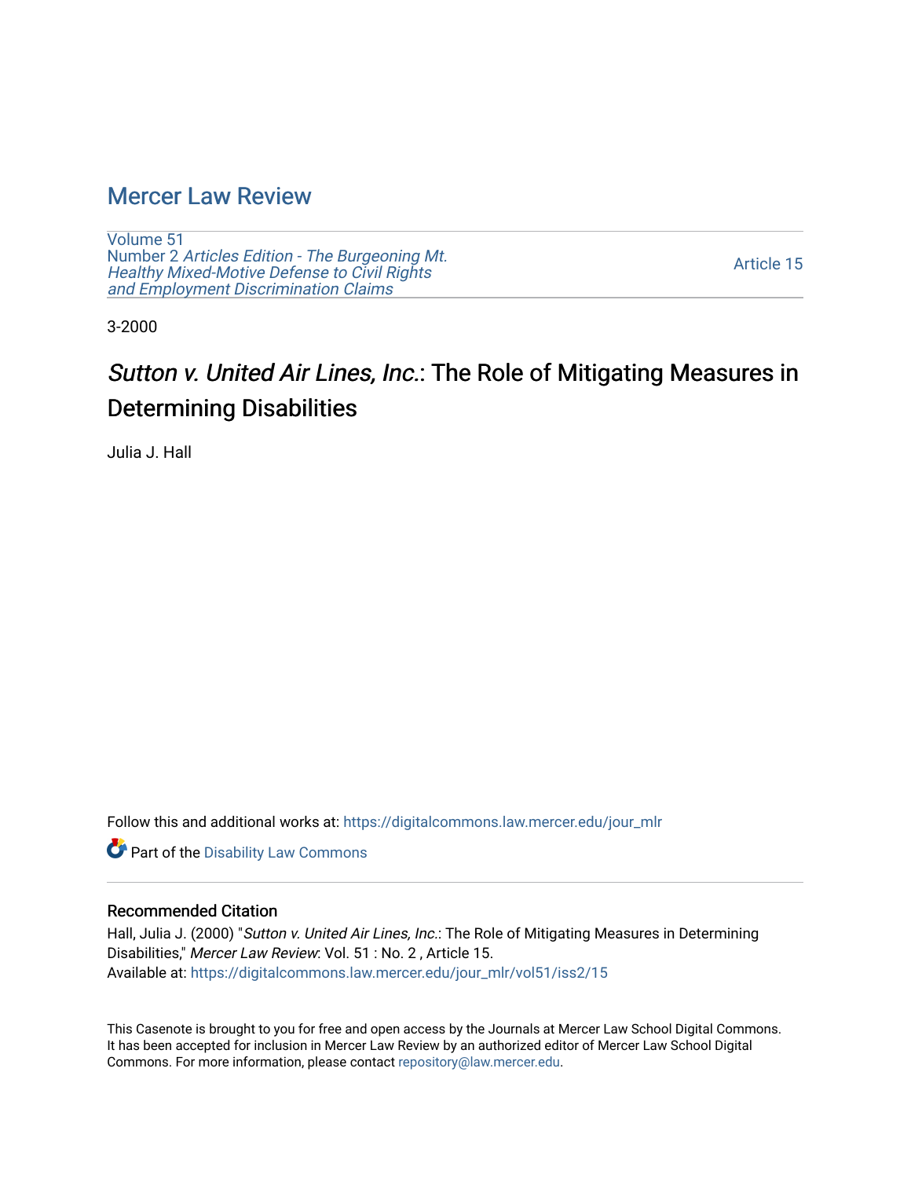# Mercer Law Review

Volume 51
Number 2 *Articles Edition - The Burgeoning Mt. Healthy Mixed-Motive Defense to Civil Rights and Employment Discrimination Claims*

Article 15

3-2000

## *Sutton v. United Air Lines, Inc.*: The Role of Mitigating Measures in Determining Disabilities

Julia J. Hall

Follow this and additional works at: https://digitalcommons.law.mercer.edu/jour_mlr

Part of the Disability Law Commons

### Recommended Citation

Hall, Julia J. (2000) "*Sutton v. United Air Lines, Inc.*: The Role of Mitigating Measures in Determining Disabilities," *Mercer Law Review*: Vol. 51 : No. 2 , Article 15.
Available at: https://digitalcommons.law.mercer.edu/jour_mlr/vol51/iss2/15

This Casenote is brought to you for free and open access by the Journals at Mercer Law School Digital Commons. It has been accepted for inclusion in Mercer Law Review by an authorized editor of Mercer Law School Digital Commons. For more information, please contact repository@law.mercer.edu.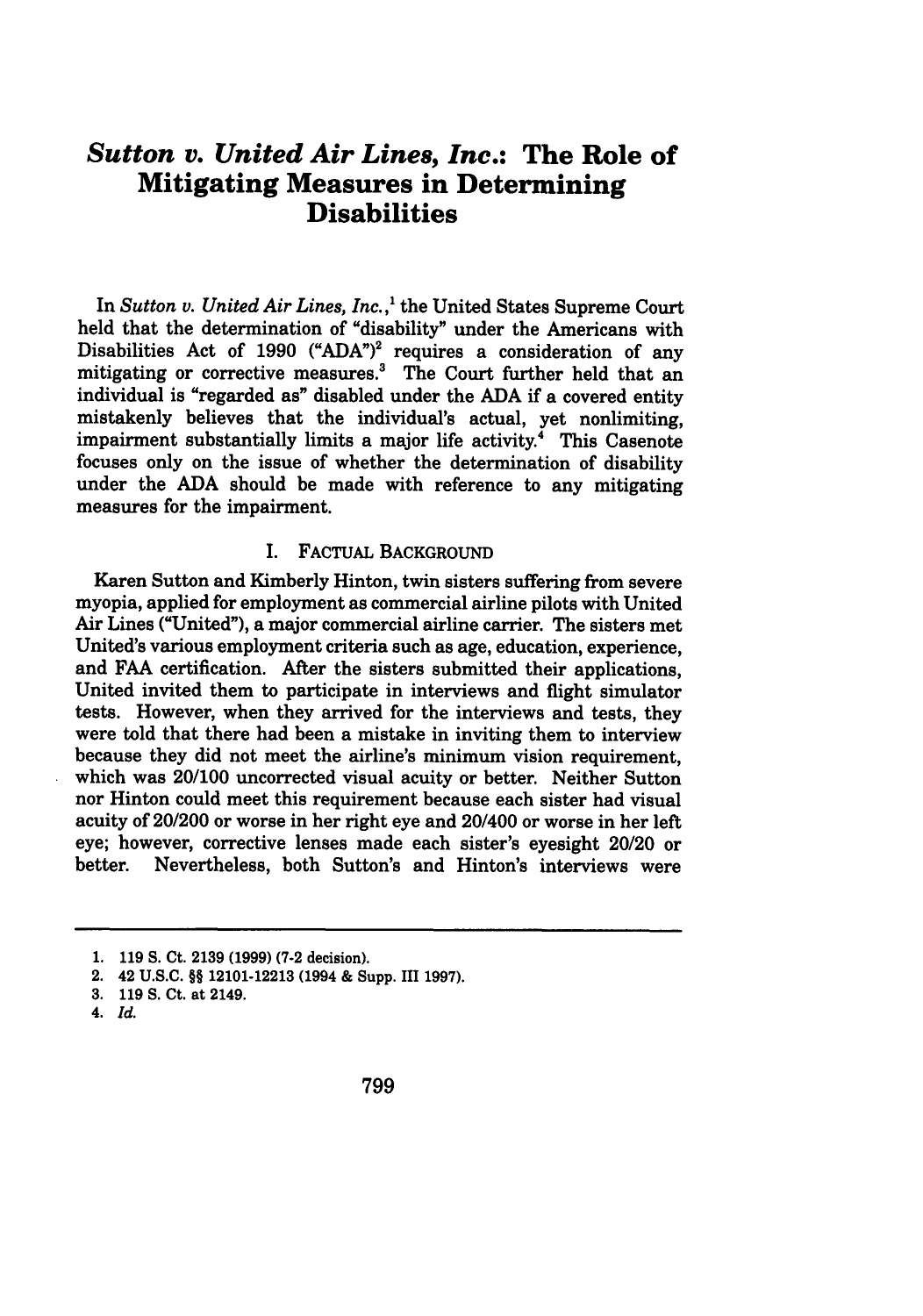# *Sutton v. United Air Lines, Inc.*: The Role of Mitigating Measures in Determining Disabilities

In *Sutton v. United Air Lines, Inc.*,[1] the United States Supreme Court held that the determination of "disability" under the Americans with Disabilities Act of 1990 ("ADA")[2] requires a consideration of any mitigating or corrective measures.[3] The Court further held that an individual is "regarded as" disabled under the ADA if a covered entity mistakenly believes that the individual's actual, yet nonlimiting, impairment substantially limits a major life activity.[4] This Casenote focuses only on the issue of whether the determination of disability under the ADA should be made with reference to any mitigating measures for the impairment.

## I. Factual Background

Karen Sutton and Kimberly Hinton, twin sisters suffering from severe myopia, applied for employment as commercial airline pilots with United Air Lines ("United"), a major commercial airline carrier. The sisters met United's various employment criteria such as age, education, experience, and FAA certification. After the sisters submitted their applications, United invited them to participate in interviews and flight simulator tests. However, when they arrived for the interviews and tests, they were told that there had been a mistake in inviting them to interview because they did not meet the airline's minimum vision requirement, which was 20/100 uncorrected visual acuity or better. Neither Sutton nor Hinton could meet this requirement because each sister had visual acuity of 20/200 or worse in her right eye and 20/400 or worse in her left eye; however, corrective lenses made each sister's eyesight 20/20 or better. Nevertheless, both Sutton's and Hinton's interviews were

---

1. 119 S. Ct. 2139 (1999) (7-2 decision).
2. 42 U.S.C. §§ 12101-12213 (1994 & Supp. III 1997).
3. 119 S. Ct. at 2149.
4. *Id.*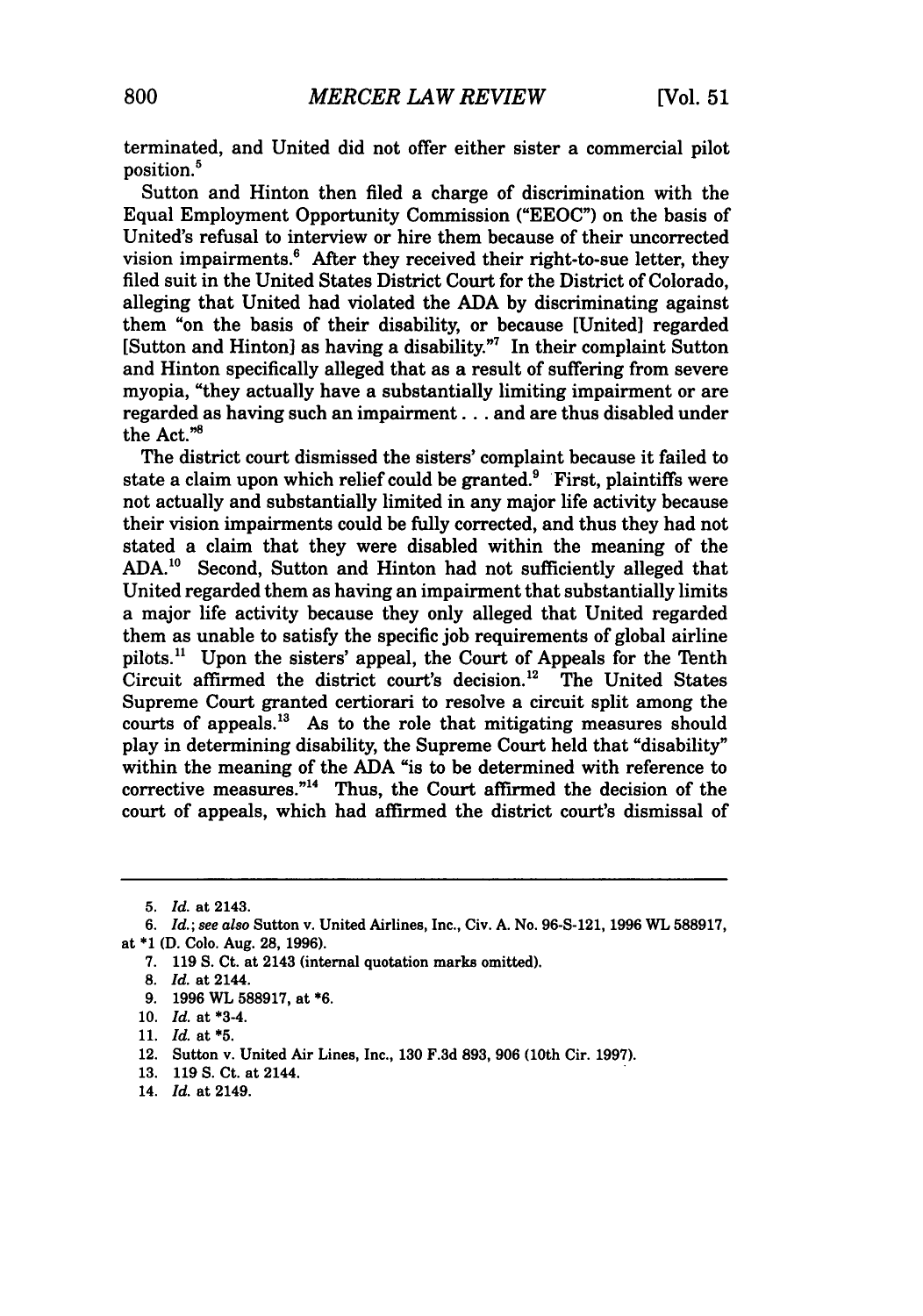terminated, and United did not offer either sister a commercial pilot position.[5]

Sutton and Hinton then filed a charge of discrimination with the Equal Employment Opportunity Commission ("EEOC") on the basis of United's refusal to interview or hire them because of their uncorrected vision impairments.[6] After they received their right-to-sue letter, they filed suit in the United States District Court for the District of Colorado, alleging that United had violated the ADA by discriminating against them "on the basis of their disability, or because [United] regarded [Sutton and Hinton] as having a disability."[7] In their complaint Sutton and Hinton specifically alleged that as a result of suffering from severe myopia, "they actually have a substantially limiting impairment or are regarded as having such an impairment . . . and are thus disabled under the Act."[8]

The district court dismissed the sisters' complaint because it failed to state a claim upon which relief could be granted.[9] First, plaintiffs were not actually and substantially limited in any major life activity because their vision impairments could be fully corrected, and thus they had not stated a claim that they were disabled within the meaning of the ADA.[10] Second, Sutton and Hinton had not sufficiently alleged that United regarded them as having an impairment that substantially limits a major life activity because they only alleged that United regarded them as unable to satisfy the specific job requirements of global airline pilots.[11] Upon the sisters' appeal, the Court of Appeals for the Tenth Circuit affirmed the district court's decision.[12] The United States Supreme Court granted certiorari to resolve a circuit split among the courts of appeals.[13] As to the role that mitigating measures should play in determining disability, the Supreme Court held that "disability" within the meaning of the ADA "is to be determined with reference to corrective measures."[14] Thus, the Court affirmed the decision of the court of appeals, which had affirmed the district court's dismissal of

---

5. *Id.* at 2143.

6. *Id.*; *see also* Sutton v. United Airlines, Inc., Civ. A. No. 96-S-121, 1996 WL 588917, at *1 (D. Colo. Aug. 28, 1996).

7. 119 S. Ct. at 2143 (internal quotation marks omitted).

8. *Id.* at 2144.

9. 1996 WL 588917, at *6.

10. *Id.* at *3-4.

11. *Id.* at *5.

12. Sutton v. United Air Lines, Inc., 130 F.3d 893, 906 (10th Cir. 1997).

13. 119 S. Ct. at 2144.

14. *Id.* at 2149.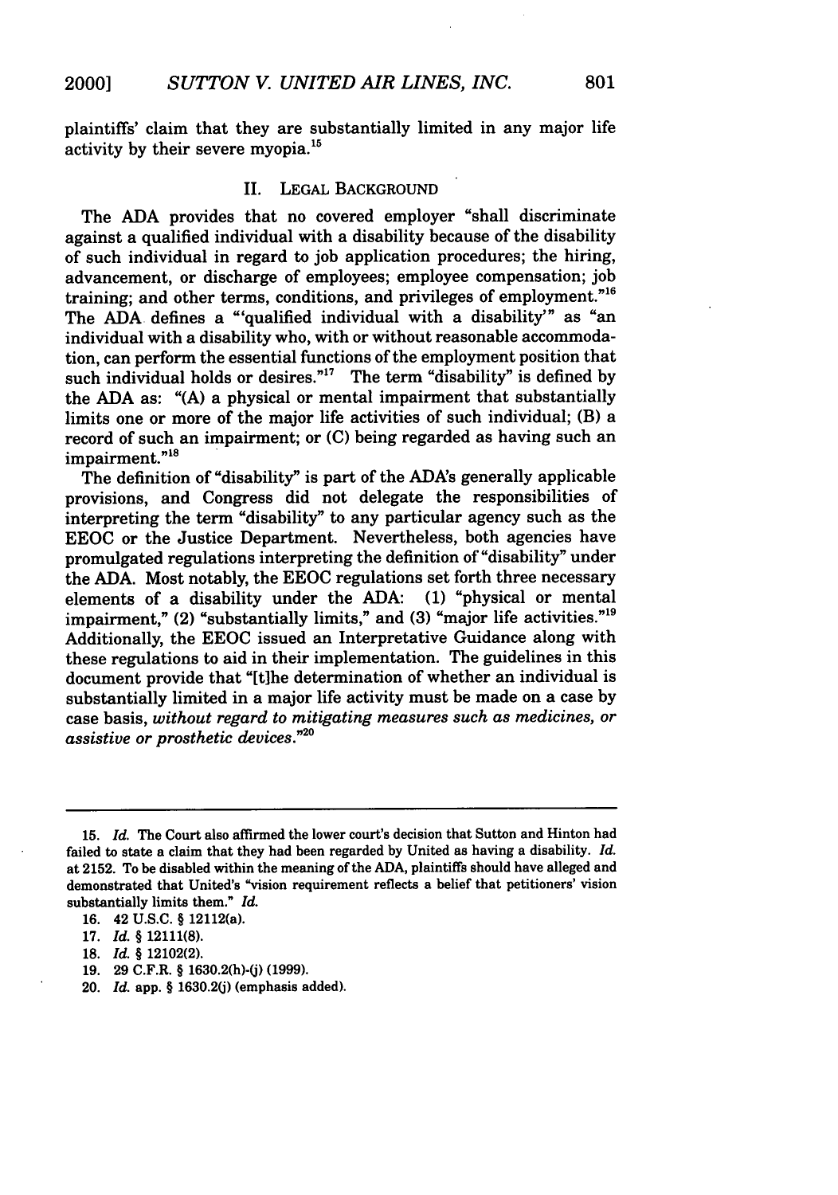plaintiffs' claim that they are substantially limited in any major life activity by their severe myopia.[15]

## II. LEGAL BACKGROUND

The ADA provides that no covered employer "shall discriminate against a qualified individual with a disability because of the disability of such individual in regard to job application procedures; the hiring, advancement, or discharge of employees; employee compensation; job training; and other terms, conditions, and privileges of employment."[16] The ADA defines a "'qualified individual with a disability'" as "an individual with a disability who, with or without reasonable accommodation, can perform the essential functions of the employment position that such individual holds or desires."[17] The term "disability" is defined by the ADA as: "(A) a physical or mental impairment that substantially limits one or more of the major life activities of such individual; (B) a record of such an impairment; or (C) being regarded as having such an impairment."[18]

The definition of "disability" is part of the ADA's generally applicable provisions, and Congress did not delegate the responsibilities of interpreting the term "disability" to any particular agency such as the EEOC or the Justice Department. Nevertheless, both agencies have promulgated regulations interpreting the definition of "disability" under the ADA. Most notably, the EEOC regulations set forth three necessary elements of a disability under the ADA: (1) "physical or mental impairment," (2) "substantially limits," and (3) "major life activities."[19] Additionally, the EEOC issued an Interpretative Guidance along with these regulations to aid in their implementation. The guidelines in this document provide that "[t]he determination of whether an individual is substantially limited in a major life activity must be made on a case by case basis, *without regard to mitigating measures such as medicines, or assistive or prosthetic devices*."[20]

---

15. *Id.* The Court also affirmed the lower court's decision that Sutton and Hinton had failed to state a claim that they had been regarded by United as having a disability. *Id.* at 2152. To be disabled within the meaning of the ADA, plaintiffs should have alleged and demonstrated that United's "vision requirement reflects a belief that petitioners' vision substantially limits them." *Id.*

16. 42 U.S.C. § 12112(a).

17. *Id.* § 12111(8).

18. *Id.* § 12102(2).

19. 29 C.F.R. § 1630.2(h)-(j) (1999).

20. *Id.* app. § 1630.2(j) (emphasis added).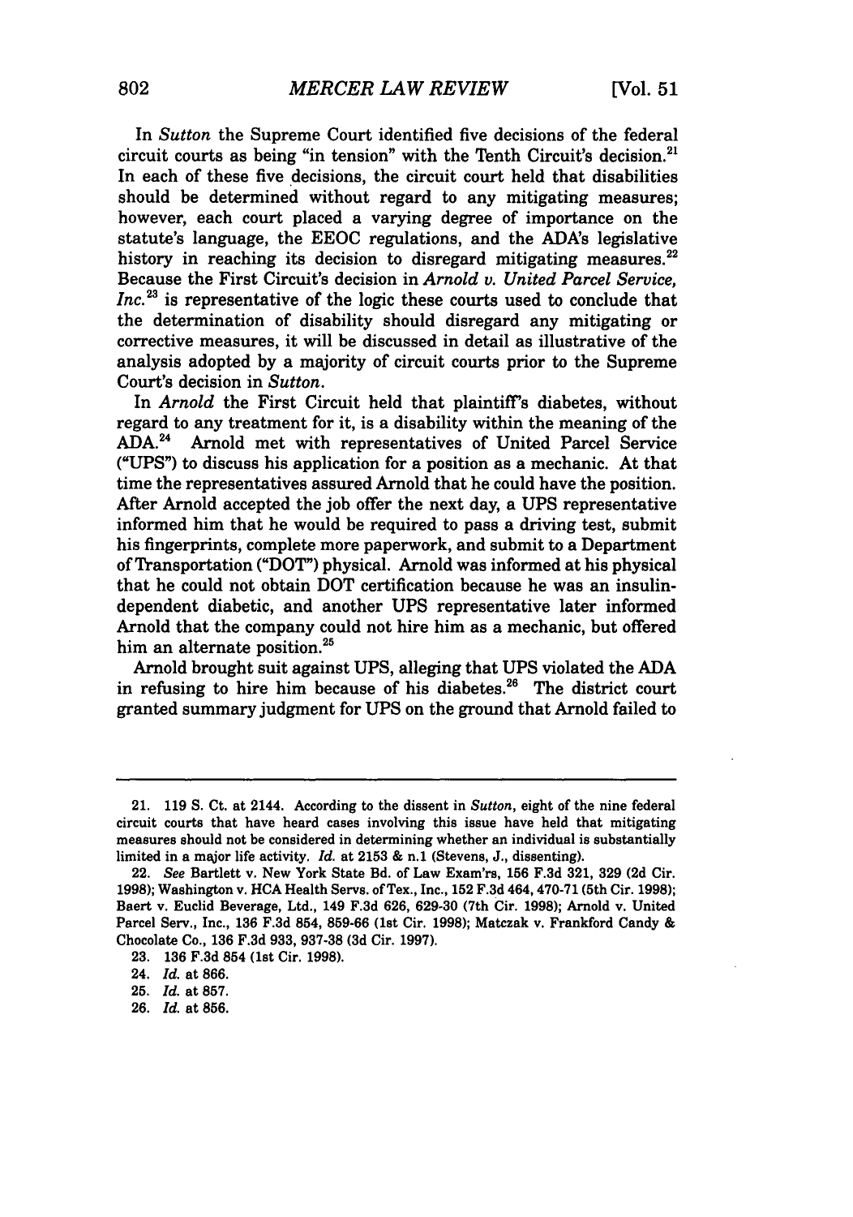In *Sutton* the Supreme Court identified five decisions of the federal circuit courts as being "in tension" with the Tenth Circuit's decision.[21] In each of these five decisions, the circuit court held that disabilities should be determined without regard to any mitigating measures; however, each court placed a varying degree of importance on the statute's language, the EEOC regulations, and the ADA's legislative history in reaching its decision to disregard mitigating measures.[22] Because the First Circuit's decision in *Arnold v. United Parcel Service, Inc.*[23] is representative of the logic these courts used to conclude that the determination of disability should disregard any mitigating or corrective measures, it will be discussed in detail as illustrative of the analysis adopted by a majority of circuit courts prior to the Supreme Court's decision in *Sutton*.

In *Arnold* the First Circuit held that plaintiff's diabetes, without regard to any treatment for it, is a disability within the meaning of the ADA.[24] Arnold met with representatives of United Parcel Service ("UPS") to discuss his application for a position as a mechanic. At that time the representatives assured Arnold that he could have the position. After Arnold accepted the job offer the next day, a UPS representative informed him that he would be required to pass a driving test, submit his fingerprints, complete more paperwork, and submit to a Department of Transportation ("DOT") physical. Arnold was informed at his physical that he could not obtain DOT certification because he was an insulin-dependent diabetic, and another UPS representative later informed Arnold that the company could not hire him as a mechanic, but offered him an alternate position.[25]

Arnold brought suit against UPS, alleging that UPS violated the ADA in refusing to hire him because of his diabetes.[26] The district court granted summary judgment for UPS on the ground that Arnold failed to

---

21. 119 S. Ct. at 2144. According to the dissent in *Sutton*, eight of the nine federal circuit courts that have heard cases involving this issue have held that mitigating measures should not be considered in determining whether an individual is substantially limited in a major life activity. *Id.* at 2153 & n.1 (Stevens, J., dissenting).

22. *See* Bartlett v. New York State Bd. of Law Exam'rs, 156 F.3d 321, 329 (2d Cir. 1998); Washington v. HCA Health Servs. of Tex., Inc., 152 F.3d 464, 470-71 (5th Cir. 1998); Baert v. Euclid Beverage, Ltd., 149 F.3d 626, 629-30 (7th Cir. 1998); Arnold v. United Parcel Serv., Inc., 136 F.3d 854, 859-66 (1st Cir. 1998); Matczak v. Frankford Candy & Chocolate Co., 136 F.3d 933, 937-38 (3d Cir. 1997).

23. 136 F.3d 854 (1st Cir. 1998).

24. *Id.* at 866.

25. *Id.* at 857.

26. *Id.* at 856.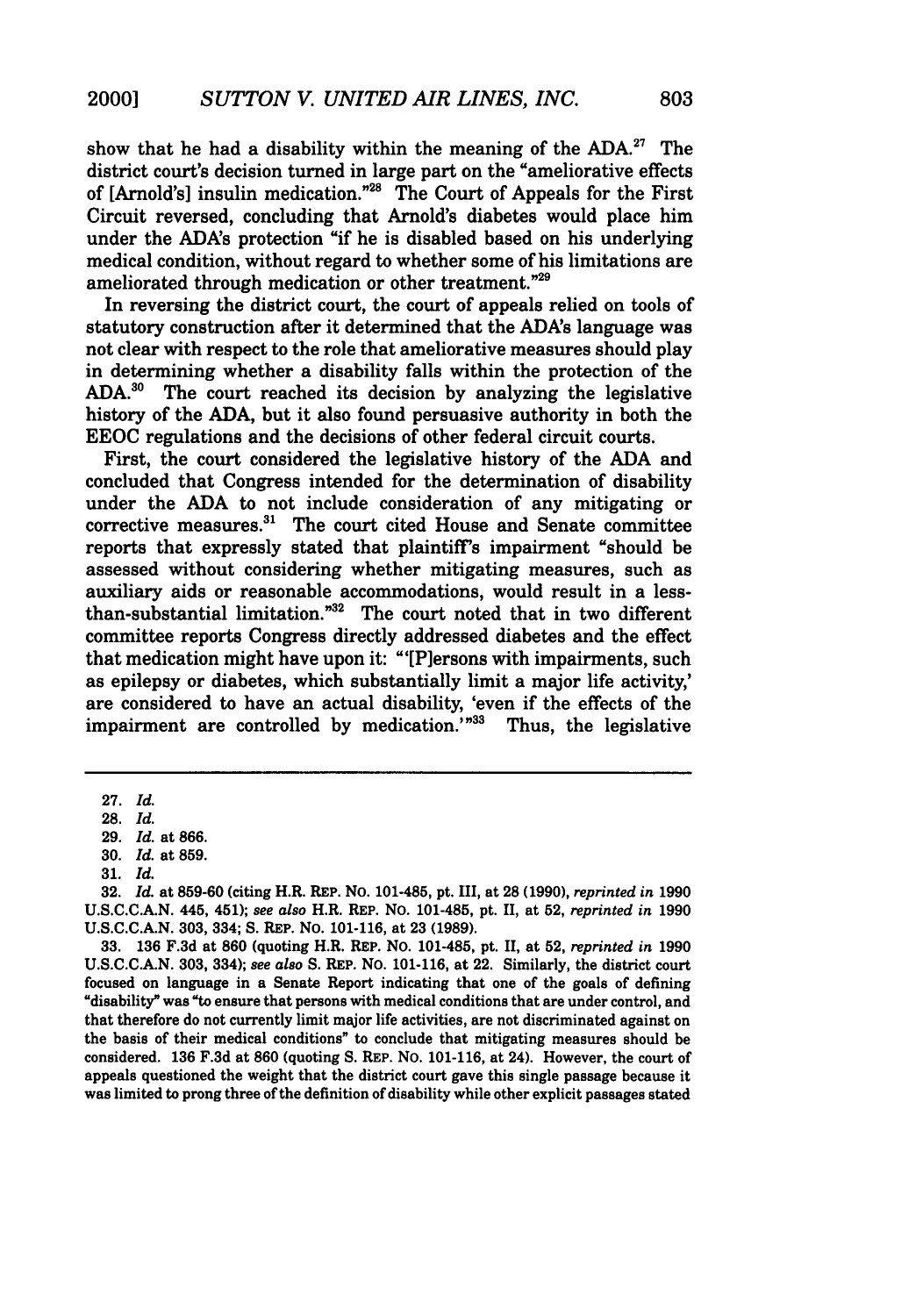show that he had a disability within the meaning of the ADA.[27] The district court's decision turned in large part on the "ameliorative effects of [Arnold's] insulin medication."[28] The Court of Appeals for the First Circuit reversed, concluding that Arnold's diabetes would place him under the ADA's protection "if he is disabled based on his underlying medical condition, without regard to whether some of his limitations are ameliorated through medication or other treatment."[29]

In reversing the district court, the court of appeals relied on tools of statutory construction after it determined that the ADA's language was not clear with respect to the role that ameliorative measures should play in determining whether a disability falls within the protection of the ADA.[30] The court reached its decision by analyzing the legislative history of the ADA, but it also found persuasive authority in both the EEOC regulations and the decisions of other federal circuit courts.

First, the court considered the legislative history of the ADA and concluded that Congress intended for the determination of disability under the ADA to not include consideration of any mitigating or corrective measures.[31] The court cited House and Senate committee reports that expressly stated that plaintiff's impairment "should be assessed without considering whether mitigating measures, such as auxiliary aids or reasonable accommodations, would result in a less-than-substantial limitation."[32] The court noted that in two different committee reports Congress directly addressed diabetes and the effect that medication might have upon it: "'[P]ersons with impairments, such as epilepsy or diabetes, which substantially limit a major life activity,' are considered to have an actual disability, 'even if the effects of the impairment are controlled by medication.'"[33] Thus, the legislative

---

27. *Id.*

28. *Id.*

29. *Id.* at 866.

30. *Id.* at 859.

31. *Id.*

32. *Id.* at 859-60 (citing H.R. REP. NO. 101-485, pt. III, at 28 (1990), *reprinted in* 1990 U.S.C.C.A.N. 445, 451); *see also* H.R. REP. NO. 101-485, pt. II, at 52, *reprinted in* 1990 U.S.C.C.A.N. 303, 334; S. REP. NO. 101-116, at 23 (1989).

33. 136 F.3d at 860 (quoting H.R. REP. NO. 101-485, pt. II, at 52, *reprinted in* 1990 U.S.C.C.A.N. 303, 334); *see also* S. REP. NO. 101-116, at 22. Similarly, the district court focused on language in a Senate Report indicating that one of the goals of defining "disability" was "to ensure that persons with medical conditions that are under control, and that therefore do not currently limit major life activities, are not discriminated against on the basis of their medical conditions" to conclude that mitigating measures should be considered. 136 F.3d at 860 (quoting S. REP. NO. 101-116, at 24). However, the court of appeals questioned the weight that the district court gave this single passage because it was limited to prong three of the definition of disability while other explicit passages stated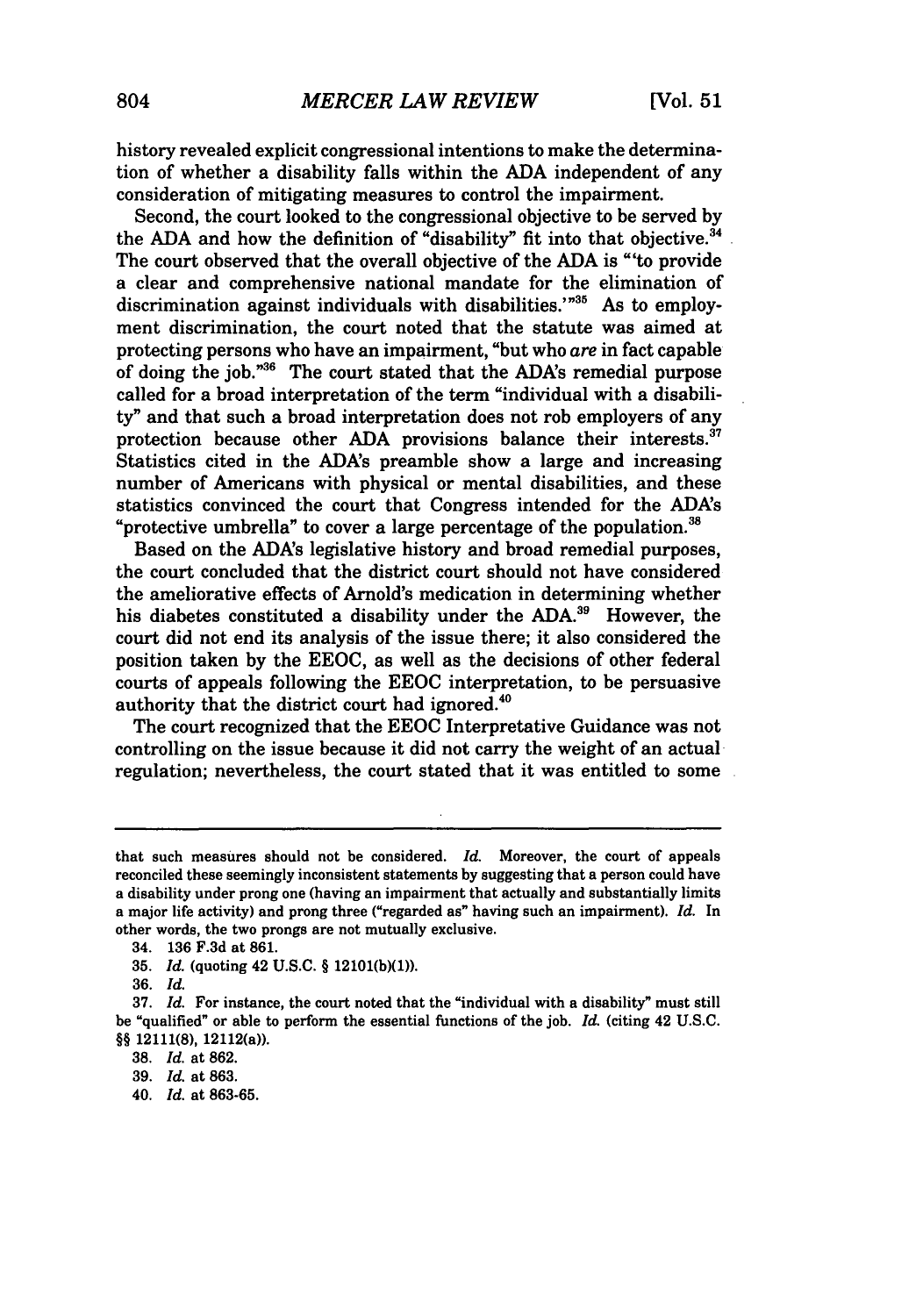history revealed explicit congressional intentions to make the determination of whether a disability falls within the ADA independent of any consideration of mitigating measures to control the impairment.

Second, the court looked to the congressional objective to be served by the ADA and how the definition of "disability" fit into that objective.[34] The court observed that the overall objective of the ADA is "'to provide a clear and comprehensive national mandate for the elimination of discrimination against individuals with disabilities.'"[35] As to employment discrimination, the court noted that the statute was aimed at protecting persons who have an impairment, "but who *are* in fact capable of doing the job."[36] The court stated that the ADA's remedial purpose called for a broad interpretation of the term "individual with a disability" and that such a broad interpretation does not rob employers of any protection because other ADA provisions balance their interests.[37] Statistics cited in the ADA's preamble show a large and increasing number of Americans with physical or mental disabilities, and these statistics convinced the court that Congress intended for the ADA's "protective umbrella" to cover a large percentage of the population.[38]

Based on the ADA's legislative history and broad remedial purposes, the court concluded that the district court should not have considered the ameliorative effects of Arnold's medication in determining whether his diabetes constituted a disability under the ADA.[39] However, the court did not end its analysis of the issue there; it also considered the position taken by the EEOC, as well as the decisions of other federal courts of appeals following the EEOC interpretation, to be persuasive authority that the district court had ignored.[40]

The court recognized that the EEOC Interpretative Guidance was not controlling on the issue because it did not carry the weight of an actual regulation; nevertheless, the court stated that it was entitled to some

---

that such measures should not be considered. *Id.* Moreover, the court of appeals reconciled these seemingly inconsistent statements by suggesting that a person could have a disability under prong one (having an impairment that actually and substantially limits a major life activity) and prong three ("regarded as" having such an impairment). *Id.* In other words, the two prongs are not mutually exclusive.

34. 136 F.3d at 861.

35. *Id.* (quoting 42 U.S.C. § 12101(b)(1)).

36. *Id.*

37. *Id.* For instance, the court noted that the "individual with a disability" must still be "qualified" or able to perform the essential functions of the job. *Id.* (citing 42 U.S.C. §§ 12111(8), 12112(a)).

38. *Id.* at 862.

39. *Id.* at 863.

40. *Id.* at 863-65.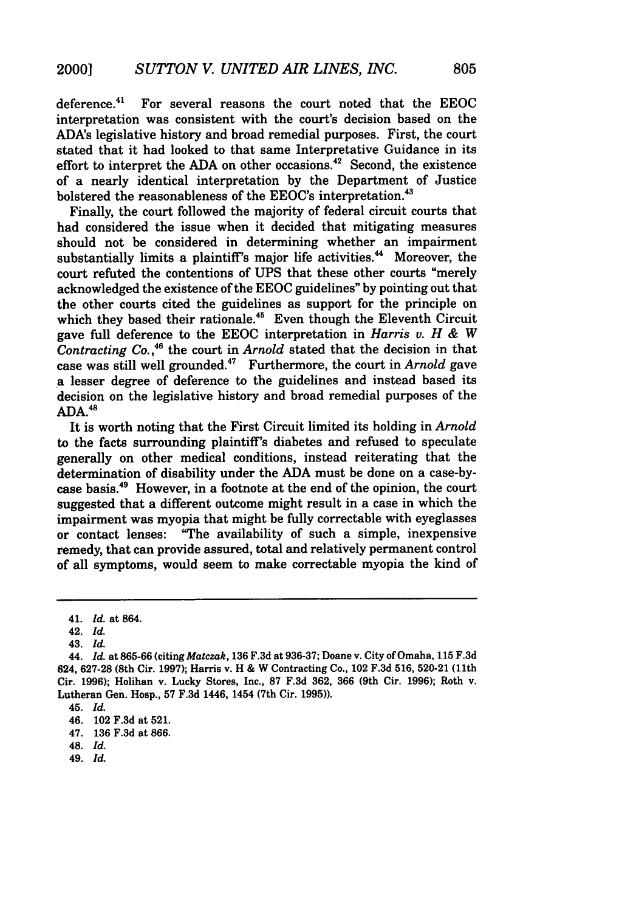deference.[41] For several reasons the court noted that the EEOC interpretation was consistent with the court's decision based on the ADA's legislative history and broad remedial purposes. First, the court stated that it had looked to that same Interpretative Guidance in its effort to interpret the ADA on other occasions.[42] Second, the existence of a nearly identical interpretation by the Department of Justice bolstered the reasonableness of the EEOC's interpretation.[43]

Finally, the court followed the majority of federal circuit courts that had considered the issue when it decided that mitigating measures should not be considered in determining whether an impairment substantially limits a plaintiff's major life activities.[44] Moreover, the court refuted the contentions of UPS that these other courts "merely acknowledged the existence of the EEOC guidelines" by pointing out that the other courts cited the guidelines as support for the principle on which they based their rationale.[45] Even though the Eleventh Circuit gave full deference to the EEOC interpretation in *Harris v. H & W Contracting Co.*,[46] the court in *Arnold* stated that the decision in that case was still well grounded.[47] Furthermore, the court in *Arnold* gave a lesser degree of deference to the guidelines and instead based its decision on the legislative history and broad remedial purposes of the ADA.[48]

It is worth noting that the First Circuit limited its holding in *Arnold* to the facts surrounding plaintiff's diabetes and refused to speculate generally on other medical conditions, instead reiterating that the determination of disability under the ADA must be done on a case-by-case basis.[49] However, in a footnote at the end of the opinion, the court suggested that a different outcome might result in a case in which the impairment was myopia that might be fully correctable with eyeglasses or contact lenses: "The availability of such a simple, inexpensive remedy, that can provide assured, total and relatively permanent control of all symptoms, would seem to make correctable myopia the kind of

---

41. *Id.* at 864.
42. *Id.*
43. *Id.*
44. *Id.* at 865-66 (citing *Matczak*, 136 F.3d at 936-37; Doane v. City of Omaha, 115 F.3d 624, 627-28 (8th Cir. 1997); Harris v. H & W Contracting Co., 102 F.3d 516, 520-21 (11th Cir. 1996); Holihan v. Lucky Stores, Inc., 87 F.3d 362, 366 (9th Cir. 1996); Roth v. Lutheran Gen. Hosp., 57 F.3d 1446, 1454 (7th Cir. 1995)).
45. *Id.*
46. 102 F.3d at 521.
47. 136 F.3d at 866.
48. *Id.*
49. *Id.*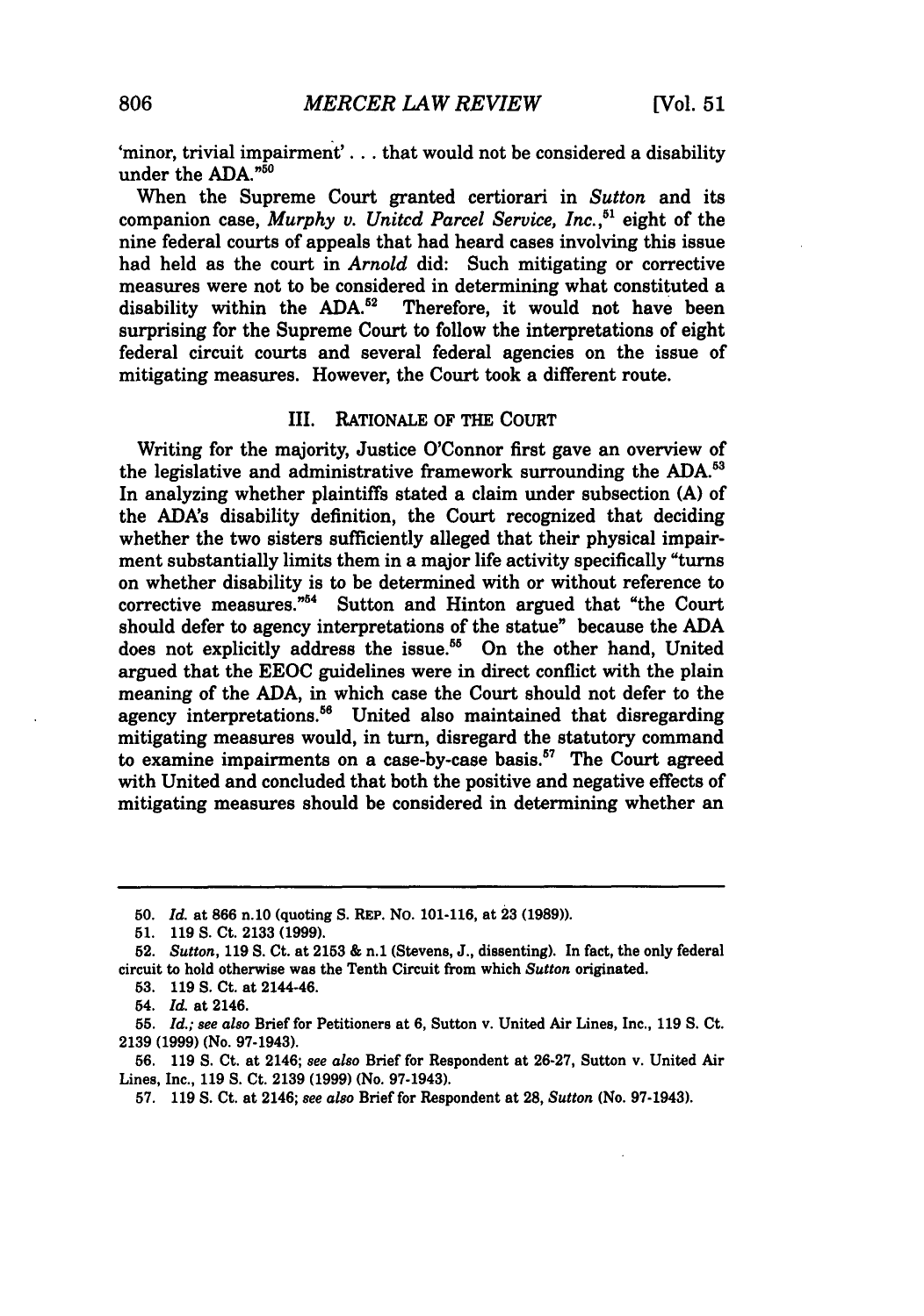'minor, trivial impairment' . . . that would not be considered a disability under the ADA."[50]

When the Supreme Court granted certiorari in *Sutton* and its companion case, *Murphy v. Unitcd Parcel Service, Inc.*,[51] eight of the nine federal courts of appeals that had heard cases involving this issue had held as the court in *Arnold* did: Such mitigating or corrective measures were not to be considered in determining what constituted a disability within the ADA.[52] Therefore, it would not have been surprising for the Supreme Court to follow the interpretations of eight federal circuit courts and several federal agencies on the issue of mitigating measures. However, the Court took a different route.

## III. RATIONALE OF THE COURT

Writing for the majority, Justice O'Connor first gave an overview of the legislative and administrative framework surrounding the ADA.[53] In analyzing whether plaintiffs stated a claim under subsection (A) of the ADA's disability definition, the Court recognized that deciding whether the two sisters sufficiently alleged that their physical impairment substantially limits them in a major life activity specifically "turns on whether disability is to be determined with or without reference to corrective measures."[54] Sutton and Hinton argued that "the Court should defer to agency interpretations of the statue" because the ADA does not explicitly address the issue.[55] On the other hand, United argued that the EEOC guidelines were in direct conflict with the plain meaning of the ADA, in which case the Court should not defer to the agency interpretations.[56] United also maintained that disregarding mitigating measures would, in turn, disregard the statutory command to examine impairments on a case-by-case basis.[57] The Court agreed with United and concluded that both the positive and negative effects of mitigating measures should be considered in determining whether an

---

50. *Id.* at 866 n.10 (quoting S. REP. NO. 101-116, at 23 (1989)).

51. 119 S. Ct. 2133 (1999).

52. *Sutton*, 119 S. Ct. at 2153 & n.1 (Stevens, J., dissenting). In fact, the only federal circuit to hold otherwise was the Tenth Circuit from which *Sutton* originated.

53. 119 S. Ct. at 2144-46.

54. *Id.* at 2146.

55. *Id.*; *see also* Brief for Petitioners at 6, Sutton v. United Air Lines, Inc., 119 S. Ct. 2139 (1999) (No. 97-1943).

56. 119 S. Ct. at 2146; *see also* Brief for Respondent at 26-27, Sutton v. United Air Lines, Inc., 119 S. Ct. 2139 (1999) (No. 97-1943).

57. 119 S. Ct. at 2146; *see also* Brief for Respondent at 28, *Sutton* (No. 97-1943).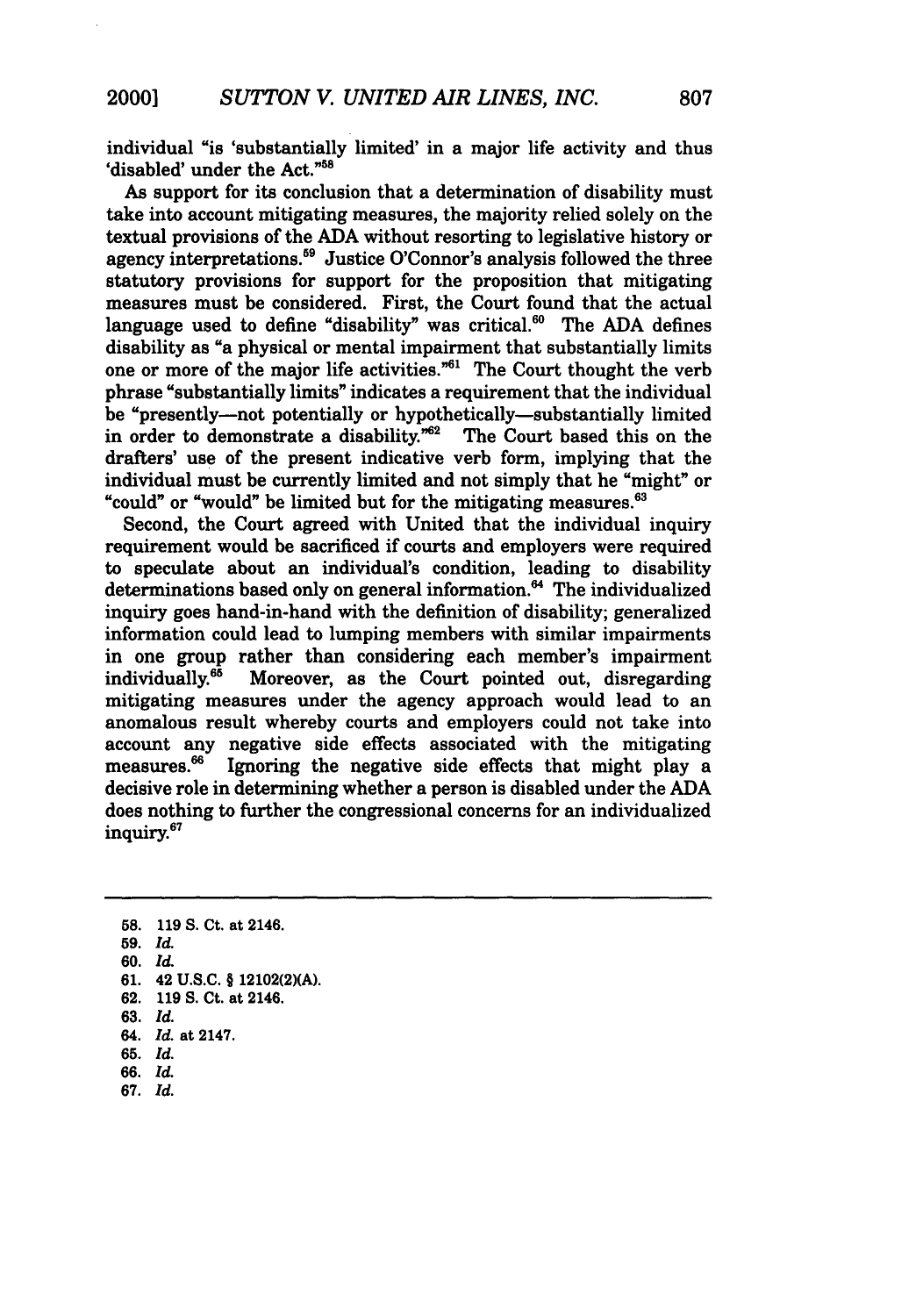individual "is 'substantially limited' in a major life activity and thus 'disabled' under the Act."[58]

As support for its conclusion that a determination of disability must take into account mitigating measures, the majority relied solely on the textual provisions of the ADA without resorting to legislative history or agency interpretations.[59] Justice O'Connor's analysis followed the three statutory provisions for support for the proposition that mitigating measures must be considered. First, the Court found that the actual language used to define "disability" was critical.[60] The ADA defines disability as "a physical or mental impairment that substantially limits one or more of the major life activities."[61] The Court thought the verb phrase "substantially limits" indicates a requirement that the individual be "presently—not potentially or hypothetically—substantially limited in order to demonstrate a disability."[62] The Court based this on the drafters' use of the present indicative verb form, implying that the individual must be currently limited and not simply that he "might" or "could" or "would" be limited but for the mitigating measures.[63]

Second, the Court agreed with United that the individual inquiry requirement would be sacrificed if courts and employers were required to speculate about an individual's condition, leading to disability determinations based only on general information.[64] The individualized inquiry goes hand-in-hand with the definition of disability; generalized information could lead to lumping members with similar impairments in one group rather than considering each member's impairment individually.[65] Moreover, as the Court pointed out, disregarding mitigating measures under the agency approach would lead to an anomalous result whereby courts and employers could not take into account any negative side effects associated with the mitigating measures.[66] Ignoring the negative side effects that might play a decisive role in determining whether a person is disabled under the ADA does nothing to further the congressional concerns for an individualized inquiry.[67]

---

58. 119 S. Ct. at 2146.
59. *Id.*
60. *Id.*
61. 42 U.S.C. § 12102(2)(A).
62. 119 S. Ct. at 2146.
63. *Id.*
64. *Id.* at 2147.
65. *Id.*
66. *Id.*
67. *Id.*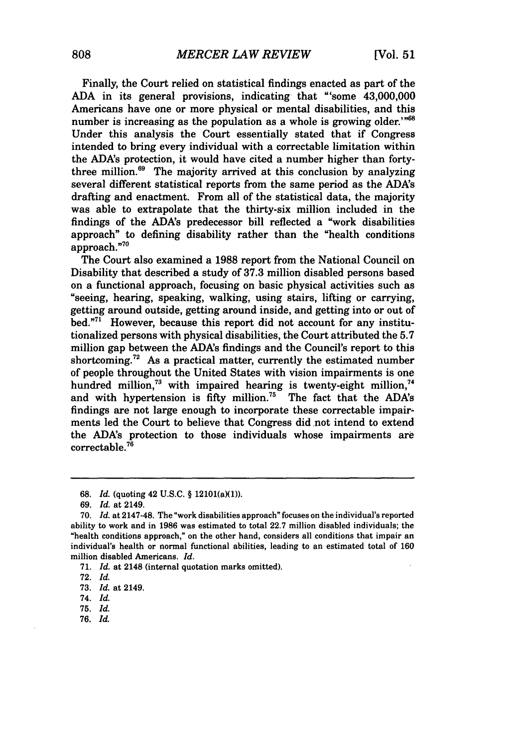Finally, the Court relied on statistical findings enacted as part of the ADA in its general provisions, indicating that "'some 43,000,000 Americans have one or more physical or mental disabilities, and this number is increasing as the population as a whole is growing older.'"[68] Under this analysis the Court essentially stated that if Congress intended to bring every individual with a correctable limitation within the ADA's protection, it would have cited a number higher than forty-three million.[69] The majority arrived at this conclusion by analyzing several different statistical reports from the same period as the ADA's drafting and enactment. From all of the statistical data, the majority was able to extrapolate that the thirty-six million included in the findings of the ADA's predecessor bill reflected a "work disabilities approach" to defining disability rather than the "health conditions approach."[70]

The Court also examined a 1988 report from the National Council on Disability that described a study of 37.3 million disabled persons based on a functional approach, focusing on basic physical activities such as "seeing, hearing, speaking, walking, using stairs, lifting or carrying, getting around outside, getting around inside, and getting into or out of bed."[71] However, because this report did not account for any institutionalized persons with physical disabilities, the Court attributed the 5.7 million gap between the ADA's findings and the Council's report to this shortcoming.[72] As a practical matter, currently the estimated number of people throughout the United States with vision impairments is one hundred million,[73] with impaired hearing is twenty-eight million,[74] and with hypertension is fifty million.[75] The fact that the ADA's findings are not large enough to incorporate these correctable impairments led the Court to believe that Congress did not intend to extend the ADA's protection to those individuals whose impairments are correctable.[76]

---

68. *Id.* (quoting 42 U.S.C. § 12101(a)(1)).

69. *Id.* at 2149.

70. *Id.* at 2147-48. The "work disabilities approach" focuses on the individual's reported ability to work and in 1986 was estimated to total 22.7 million disabled individuals; the "health conditions approach," on the other hand, considers all conditions that impair an individual's health or normal functional abilities, leading to an estimated total of 160 million disabled Americans. *Id.*

71. *Id.* at 2148 (internal quotation marks omitted).

72. *Id.*

73. *Id.* at 2149.

74. *Id.*

75. *Id.*

76. *Id.*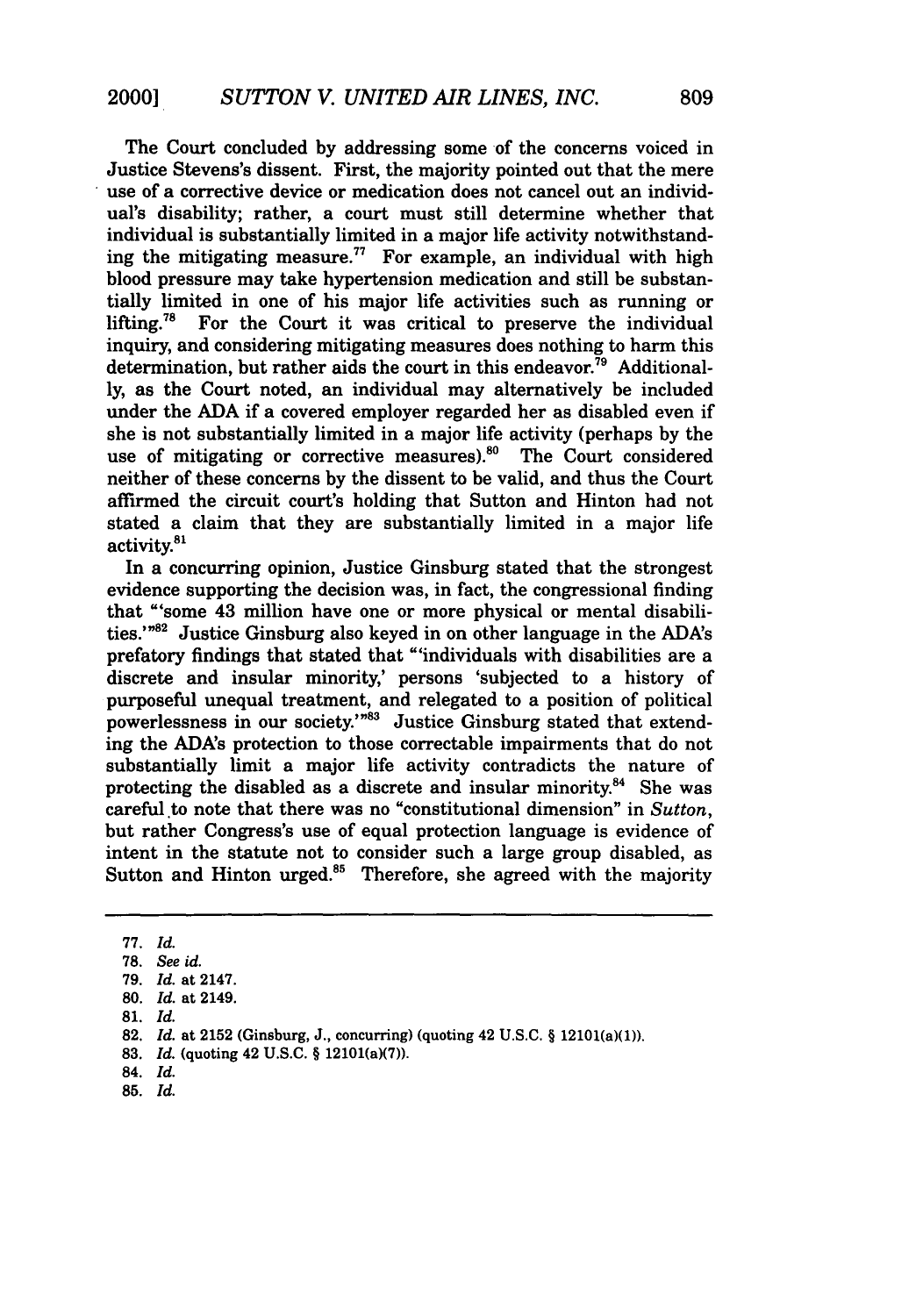The Court concluded by addressing some of the concerns voiced in Justice Stevens's dissent. First, the majority pointed out that the mere use of a corrective device or medication does not cancel out an individual's disability; rather, a court must still determine whether that individual is substantially limited in a major life activity notwithstanding the mitigating measure.[77] For example, an individual with high blood pressure may take hypertension medication and still be substantially limited in one of his major life activities such as running or lifting.[78] For the Court it was critical to preserve the individual inquiry, and considering mitigating measures does nothing to harm this determination, but rather aids the court in this endeavor.[79] Additionally, as the Court noted, an individual may alternatively be included under the ADA if a covered employer regarded her as disabled even if she is not substantially limited in a major life activity (perhaps by the use of mitigating or corrective measures).[80] The Court considered neither of these concerns by the dissent to be valid, and thus the Court affirmed the circuit court's holding that Sutton and Hinton had not stated a claim that they are substantially limited in a major life activity.[81]

In a concurring opinion, Justice Ginsburg stated that the strongest evidence supporting the decision was, in fact, the congressional finding that "'some 43 million have one or more physical or mental disabilities.'"[82] Justice Ginsburg also keyed in on other language in the ADA's prefatory findings that stated that "'individuals with disabilities are a discrete and insular minority,' persons 'subjected to a history of purposeful unequal treatment, and relegated to a position of political powerlessness in our society.'"[83] Justice Ginsburg stated that extending the ADA's protection to those correctable impairments that do not substantially limit a major life activity contradicts the nature of protecting the disabled as a discrete and insular minority.[84] She was careful to note that there was no "constitutional dimension" in *Sutton*, but rather Congress's use of equal protection language is evidence of intent in the statute not to consider such a large group disabled, as Sutton and Hinton urged.[85] Therefore, she agreed with the majority

---

77. *Id.*
78. *See id.*
79. *Id.* at 2147.
80. *Id.* at 2149.
81. *Id.*
82. *Id.* at 2152 (Ginsburg, J., concurring) (quoting 42 U.S.C. § 12101(a)(1)).
83. *Id.* (quoting 42 U.S.C. § 12101(a)(7)).
84. *Id.*
85. *Id.*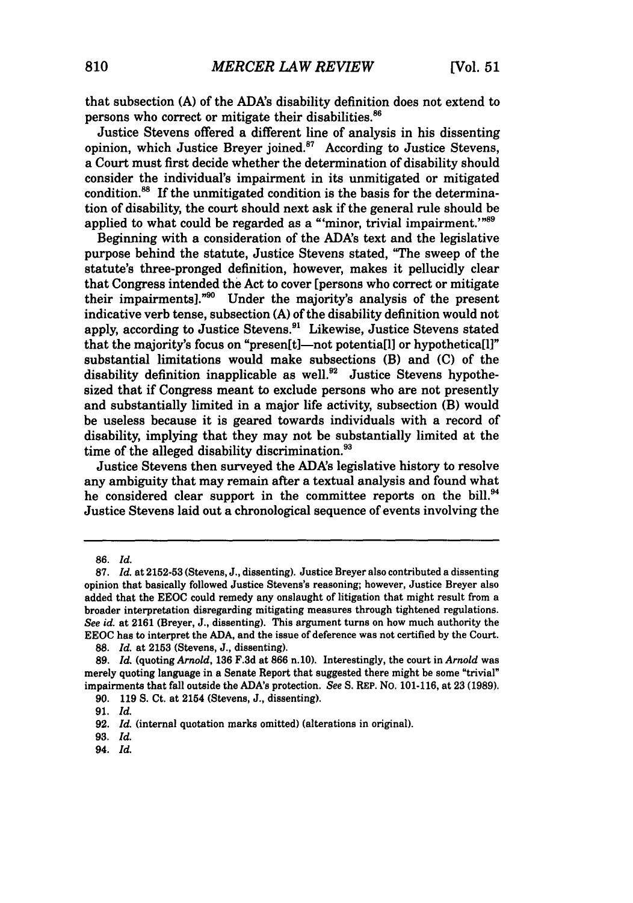that subsection (A) of the ADA's disability definition does not extend to persons who correct or mitigate their disabilities.[86]

Justice Stevens offered a different line of analysis in his dissenting opinion, which Justice Breyer joined.[87] According to Justice Stevens, a Court must first decide whether the determination of disability should consider the individual's impairment in its unmitigated or mitigated condition.[88] If the unmitigated condition is the basis for the determination of disability, the court should next ask if the general rule should be applied to what could be regarded as a "'minor, trivial impairment.'"[89]

Beginning with a consideration of the ADA's text and the legislative purpose behind the statute, Justice Stevens stated, "The sweep of the statute's three-pronged definition, however, makes it pellucidly clear that Congress intended the Act to cover [persons who correct or mitigate their impairments]."[90] Under the majority's analysis of the present indicative verb tense, subsection (A) of the disability definition would not apply, according to Justice Stevens.[91] Likewise, Justice Stevens stated that the majority's focus on "presen[t]—not potentia[l] or hypothetica[l]" substantial limitations would make subsections (B) and (C) of the disability definition inapplicable as well.[92] Justice Stevens hypothesized that if Congress meant to exclude persons who are not presently and substantially limited in a major life activity, subsection (B) would be useless because it is geared towards individuals with a record of disability, implying that they may not be substantially limited at the time of the alleged disability discrimination.[93]

Justice Stevens then surveyed the ADA's legislative history to resolve any ambiguity that may remain after a textual analysis and found what he considered clear support in the committee reports on the bill.[94] Justice Stevens laid out a chronological sequence of events involving the

---

86. *Id.*

87. *Id.* at 2152-53 (Stevens, J., dissenting). Justice Breyer also contributed a dissenting opinion that basically followed Justice Stevens's reasoning; however, Justice Breyer also added that the EEOC could remedy any onslaught of litigation that might result from a broader interpretation disregarding mitigating measures through tightened regulations. *See id.* at 2161 (Breyer, J., dissenting). This argument turns on how much authority the EEOC has to interpret the ADA, and the issue of deference was not certified by the Court.

88. *Id.* at 2153 (Stevens, J., dissenting).

89. *Id.* (quoting *Arnold*, 136 F.3d at 866 n.10). Interestingly, the court in *Arnold* was merely quoting language in a Senate Report that suggested there might be some "trivial" impairments that fall outside the ADA's protection. *See* S. REP. NO. 101-116, at 23 (1989).

90. 119 S. Ct. at 2154 (Stevens, J., dissenting).

91. *Id.*

92. *Id.* (internal quotation marks omitted) (alterations in original).

93. *Id.*

94. *Id.*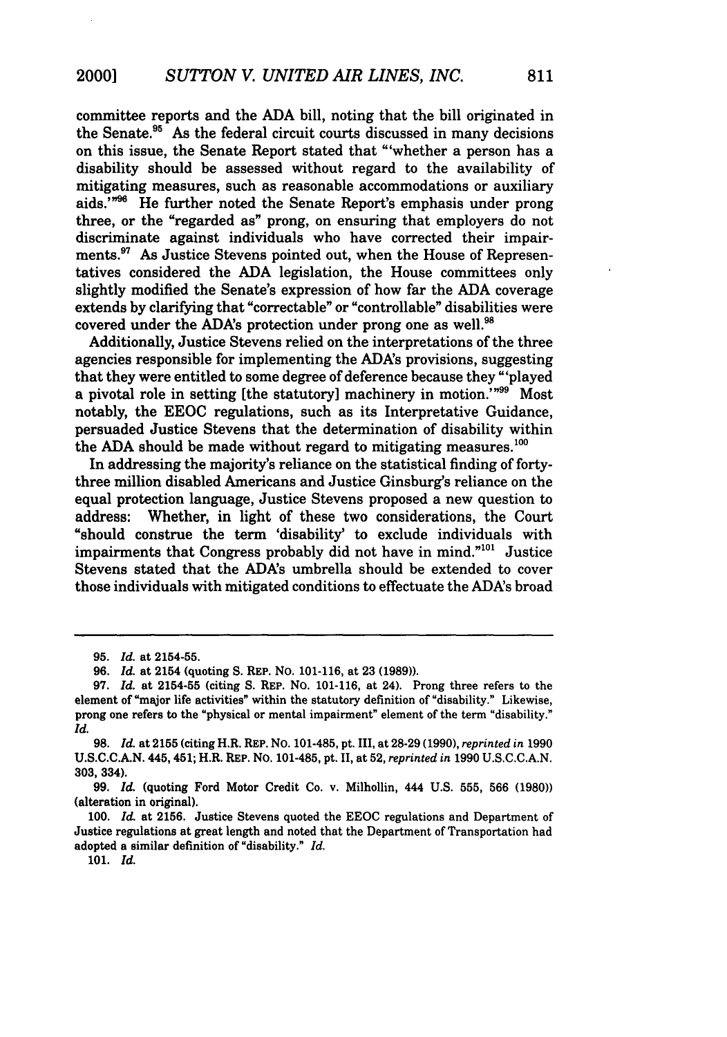committee reports and the ADA bill, noting that the bill originated in the Senate.[95] As the federal circuit courts discussed in many decisions on this issue, the Senate Report stated that "'whether a person has a disability should be assessed without regard to the availability of mitigating measures, such as reasonable accommodations or auxiliary aids.'"[96] He further noted the Senate Report's emphasis under prong three, or the "regarded as" prong, on ensuring that employers do not discriminate against individuals who have corrected their impairments.[97] As Justice Stevens pointed out, when the House of Representatives considered the ADA legislation, the House committees only slightly modified the Senate's expression of how far the ADA coverage extends by clarifying that "correctable" or "controllable" disabilities were covered under the ADA's protection under prong one as well.[98]

Additionally, Justice Stevens relied on the interpretations of the three agencies responsible for implementing the ADA's provisions, suggesting that they were entitled to some degree of deference because they "'played a pivotal role in setting [the statutory] machinery in motion.'"[99] Most notably, the EEOC regulations, such as its Interpretative Guidance, persuaded Justice Stevens that the determination of disability within the ADA should be made without regard to mitigating measures.[100]

In addressing the majority's reliance on the statistical finding of forty-three million disabled Americans and Justice Ginsburg's reliance on the equal protection language, Justice Stevens proposed a new question to address: Whether, in light of these two considerations, the Court "should construe the term 'disability' to exclude individuals with impairments that Congress probably did not have in mind."[101] Justice Stevens stated that the ADA's umbrella should be extended to cover those individuals with mitigated conditions to effectuate the ADA's broad

---

95. *Id.* at 2154-55.

96. *Id.* at 2154 (quoting S. REP. NO. 101-116, at 23 (1989)).

97. *Id.* at 2154-55 (citing S. REP. NO. 101-116, at 24). Prong three refers to the element of "major life activities" within the statutory definition of "disability." Likewise, prong one refers to the "physical or mental impairment" element of the term "disability." *Id.*

98. *Id.* at 2155 (citing H.R. REP. NO. 101-485, pt. III, at 28-29 (1990), *reprinted in* 1990 U.S.C.C.A.N. 445, 451; H.R. REP. NO. 101-485, pt. II, at 52, *reprinted in* 1990 U.S.C.C.A.N. 303, 334).

99. *Id.* (quoting Ford Motor Credit Co. v. Milhollin, 444 U.S. 555, 566 (1980)) (alteration in original).

100. *Id.* at 2156. Justice Stevens quoted the EEOC regulations and Department of Justice regulations at great length and noted that the Department of Transportation had adopted a similar definition of "disability." *Id.*

101. *Id.*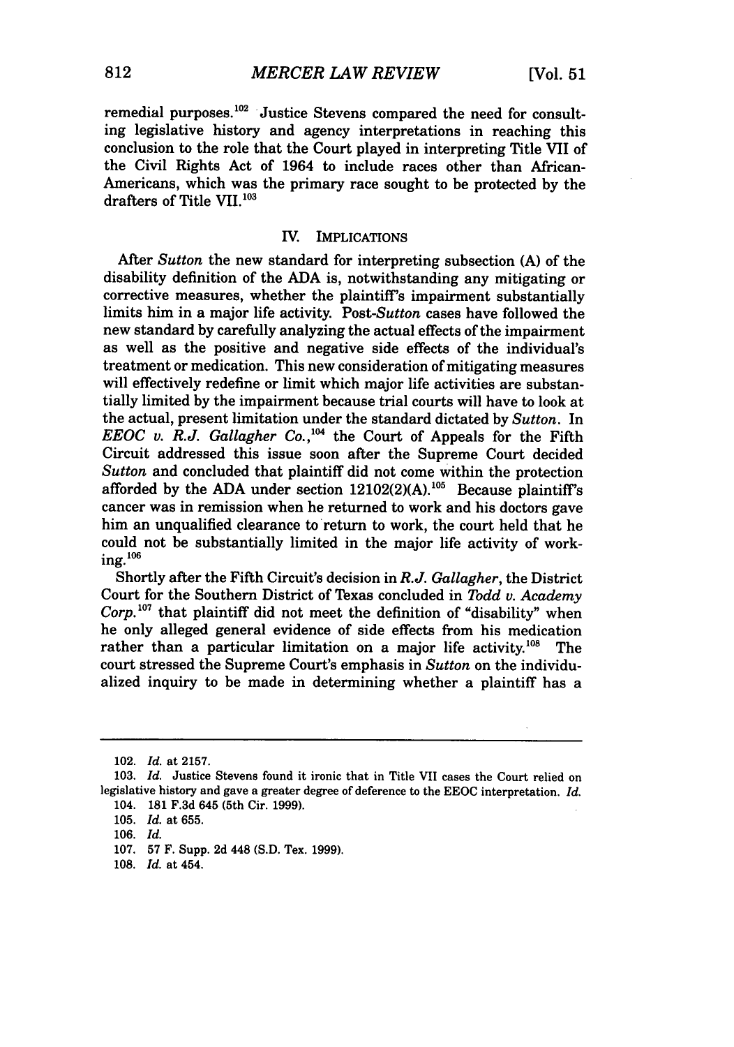remedial purposes.[102] Justice Stevens compared the need for consulting legislative history and agency interpretations in reaching this conclusion to the role that the Court played in interpreting Title VII of the Civil Rights Act of 1964 to include races other than African-Americans, which was the primary race sought to be protected by the drafters of Title VII.[103]

## IV. IMPLICATIONS

After *Sutton* the new standard for interpreting subsection (A) of the disability definition of the ADA is, notwithstanding any mitigating or corrective measures, whether the plaintiff's impairment substantially limits him in a major life activity. Post-*Sutton* cases have followed the new standard by carefully analyzing the actual effects of the impairment as well as the positive and negative side effects of the individual's treatment or medication. This new consideration of mitigating measures will effectively redefine or limit which major life activities are substantially limited by the impairment because trial courts will have to look at the actual, present limitation under the standard dictated by *Sutton*. In *EEOC v. R.J. Gallagher Co.*,[104] the Court of Appeals for the Fifth Circuit addressed this issue soon after the Supreme Court decided *Sutton* and concluded that plaintiff did not come within the protection afforded by the ADA under section 12102(2)(A).[105] Because plaintiff's cancer was in remission when he returned to work and his doctors gave him an unqualified clearance to return to work, the court held that he could not be substantially limited in the major life activity of working.[106]

Shortly after the Fifth Circuit's decision in *R.J. Gallagher*, the District Court for the Southern District of Texas concluded in *Todd v. Academy Corp.*[107] that plaintiff did not meet the definition of "disability" when he only alleged general evidence of side effects from his medication rather than a particular limitation on a major life activity.[108] The court stressed the Supreme Court's emphasis in *Sutton* on the individualized inquiry to be made in determining whether a plaintiff has a

---

102. *Id.* at 2157.

103. *Id.* Justice Stevens found it ironic that in Title VII cases the Court relied on legislative history and gave a greater degree of deference to the EEOC interpretation. *Id.*

104. 181 F.3d 645 (5th Cir. 1999).

105. *Id.* at 655.

106. *Id.*

107. 57 F. Supp. 2d 448 (S.D. Tex. 1999).

108. *Id.* at 454.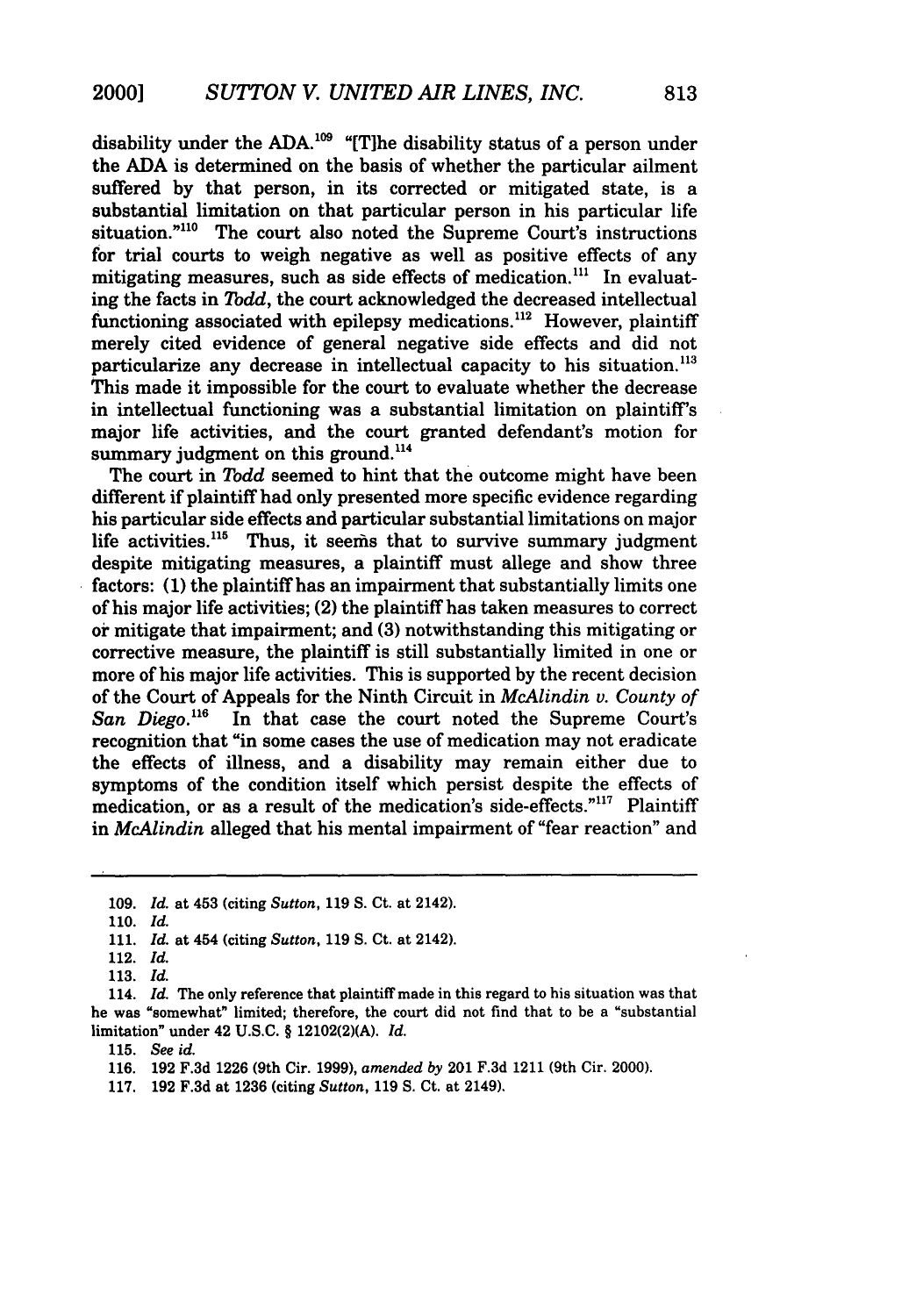disability under the ADA.[109] "[T]he disability status of a person under the ADA is determined on the basis of whether the particular ailment suffered by that person, in its corrected or mitigated state, is a substantial limitation on that particular person in his particular life situation."[110] The court also noted the Supreme Court's instructions for trial courts to weigh negative as well as positive effects of any mitigating measures, such as side effects of medication.[111] In evaluating the facts in *Todd*, the court acknowledged the decreased intellectual functioning associated with epilepsy medications.[112] However, plaintiff merely cited evidence of general negative side effects and did not particularize any decrease in intellectual capacity to his situation.[113] This made it impossible for the court to evaluate whether the decrease in intellectual functioning was a substantial limitation on plaintiff's major life activities, and the court granted defendant's motion for summary judgment on this ground.[114]

The court in *Todd* seemed to hint that the outcome might have been different if plaintiff had only presented more specific evidence regarding his particular side effects and particular substantial limitations on major life activities.[115] Thus, it seems that to survive summary judgment despite mitigating measures, a plaintiff must allege and show three factors: (1) the plaintiff has an impairment that substantially limits one of his major life activities; (2) the plaintiff has taken measures to correct or mitigate that impairment; and (3) notwithstanding this mitigating or corrective measure, the plaintiff is still substantially limited in one or more of his major life activities. This is supported by the recent decision of the Court of Appeals for the Ninth Circuit in *McAlindin v. County of San Diego*.[116] In that case the court noted the Supreme Court's recognition that "in some cases the use of medication may not eradicate the effects of illness, and a disability may remain either due to symptoms of the condition itself which persist despite the effects of medication, or as a result of the medication's side-effects."[117] Plaintiff in *McAlindin* alleged that his mental impairment of "fear reaction" and

---

109. *Id.* at 453 (citing *Sutton*, 119 S. Ct. at 2142).

110. *Id.*

111. *Id.* at 454 (citing *Sutton*, 119 S. Ct. at 2142).

112. *Id.*

113. *Id.*

114. *Id.* The only reference that plaintiff made in this regard to his situation was that he was "somewhat" limited; therefore, the court did not find that to be a "substantial limitation" under 42 U.S.C. § 12102(2)(A). *Id.*

115. *See id.*

116. 192 F.3d 1226 (9th Cir. 1999), *amended by* 201 F.3d 1211 (9th Cir. 2000).

117. 192 F.3d at 1236 (citing *Sutton*, 119 S. Ct. at 2149).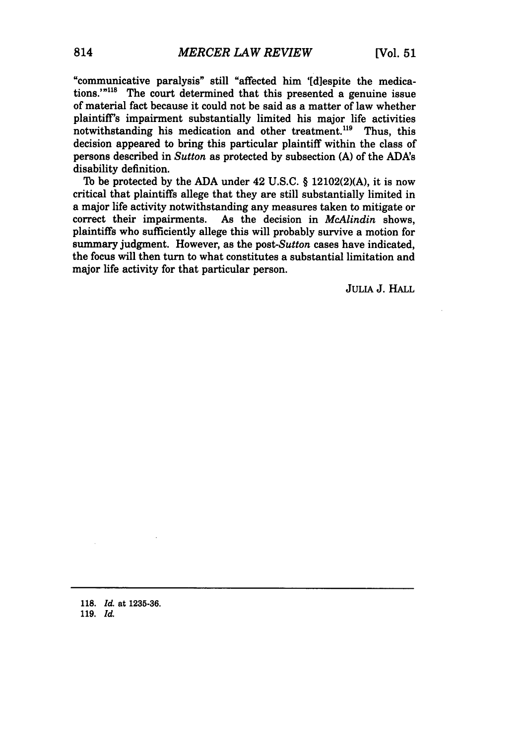"communicative paralysis" still "affected him '[d]espite the medications.'"[118] The court determined that this presented a genuine issue of material fact because it could not be said as a matter of law whether plaintiff's impairment substantially limited his major life activities notwithstanding his medication and other treatment.[119] Thus, this decision appeared to bring this particular plaintiff within the class of persons described in *Sutton* as protected by subsection (A) of the ADA's disability definition.

To be protected by the ADA under 42 U.S.C. § 12102(2)(A), it is now critical that plaintiffs allege that they are still substantially limited in a major life activity notwithstanding any measures taken to mitigate or correct their impairments. As the decision in *McAlindin* shows, plaintiffs who sufficiently allege this will probably survive a motion for summary judgment. However, as the post-*Sutton* cases have indicated, the focus will then turn to what constitutes a substantial limitation and major life activity for that particular person.

JULIA J. HALL

---

118. *Id.* at 1235-36.
119. *Id.*